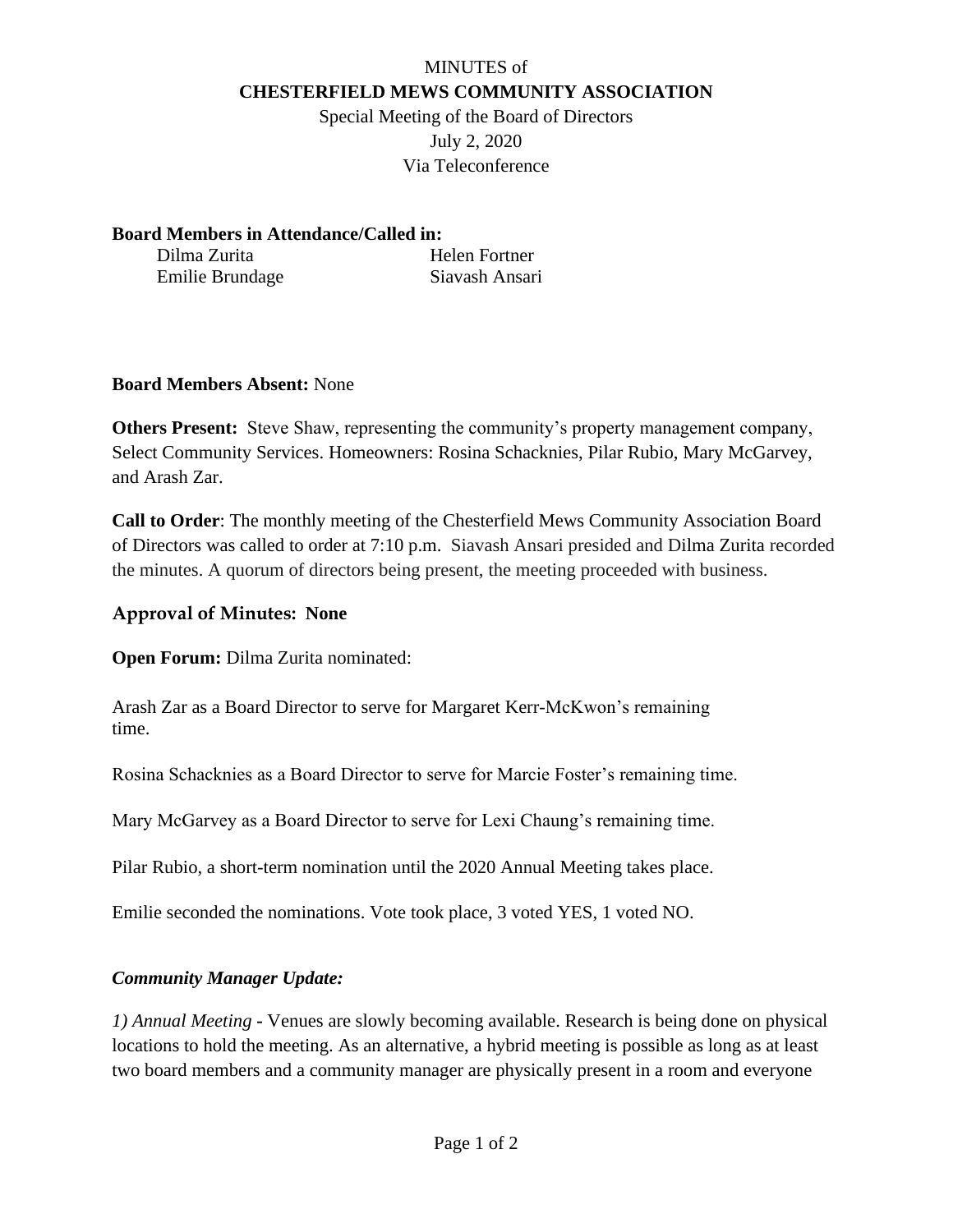MINUTES of

**CHESTERFIELD MEWS COMMUNITY ASSOCIATION**

Special Meeting of the Board of Directors

July 2, 2020

Via Teleconference

**Board Members in Attendance/Called in:**

Dilma Zurita
Helen Fortner
Emilie Brundage
Siavash Ansari

**Board Members Absent:** None

**Others Present:** Steve Shaw, representing the community's property management company, Select Community Services. Homeowners: Rosina Schacknies, Pilar Rubio, Mary McGarvey, and Arash Zar.

**Call to Order**: The monthly meeting of the Chesterfield Mews Community Association Board of Directors was called to order at 7:10 p.m. Siavash Ansari presided and Dilma Zurita recorded the minutes. A quorum of directors being present, the meeting proceeded with business.

**Approval of Minutes: None**

**Open Forum:** Dilma Zurita nominated:

Arash Zar as a Board Director to serve for Margaret Kerr-McKwon's remaining time.

Rosina Schacknies as a Board Director to serve for Marcie Foster's remaining time.

Mary McGarvey as a Board Director to serve for Lexi Chaung's remaining time.

Pilar Rubio, a short-term nomination until the 2020 Annual Meeting takes place.

Emilie seconded the nominations. Vote took place, 3 voted YES, 1 voted NO.

***Community Manager Update:***

*1) Annual Meeting* **-** Venues are slowly becoming available. Research is being done on physical locations to hold the meeting. As an alternative, a hybrid meeting is possible as long as at least two board members and a community manager are physically present in a room and everyone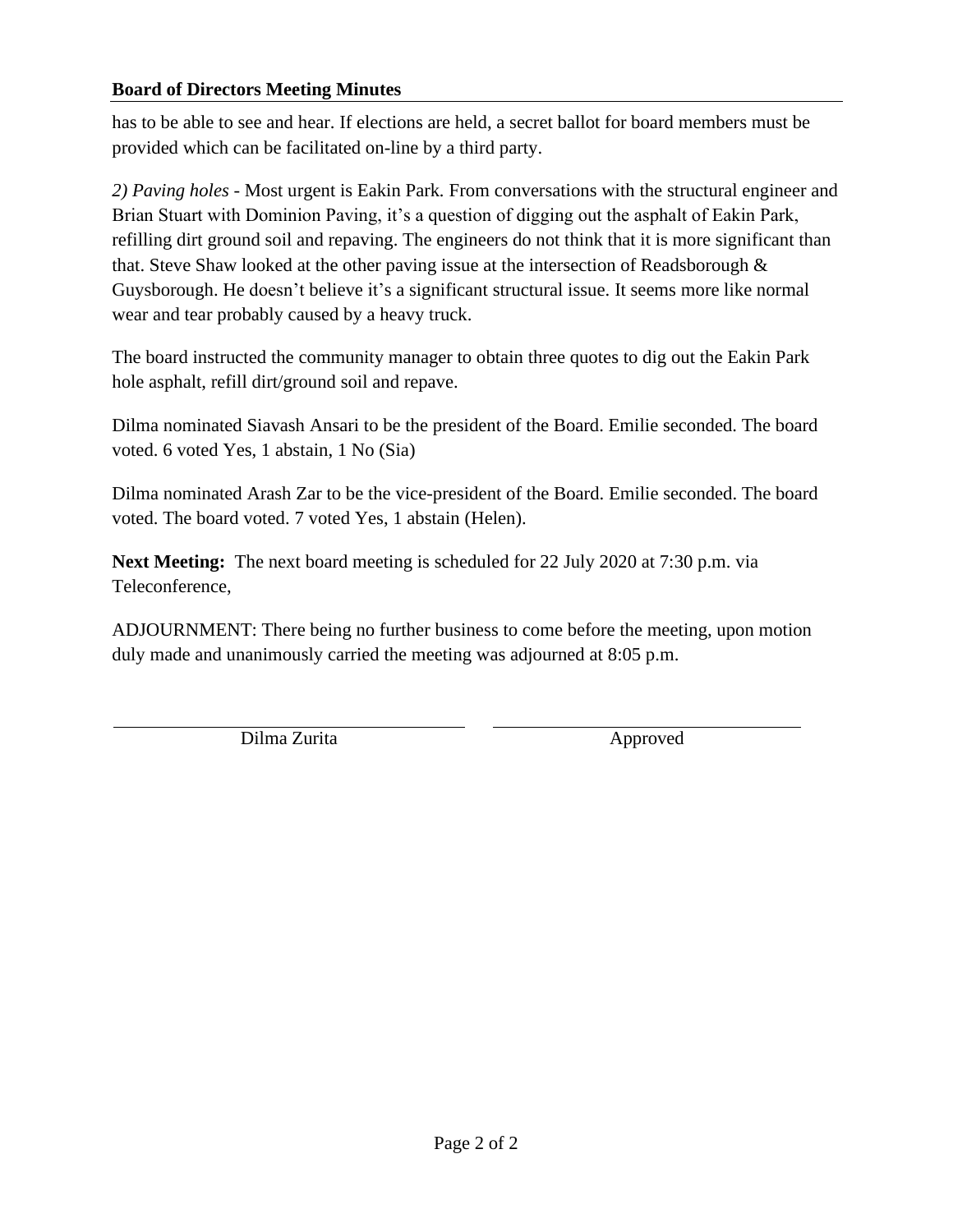has to be able to see and hear. If elections are held, a secret ballot for board members must be provided which can be facilitated on-line by a third party.

*2) Paving holes* - Most urgent is Eakin Park. From conversations with the structural engineer and Brian Stuart with Dominion Paving, it's a question of digging out the asphalt of Eakin Park, refilling dirt ground soil and repaving. The engineers do not think that it is more significant than that. Steve Shaw looked at the other paving issue at the intersection of Readsborough & Guysborough. He doesn't believe it's a significant structural issue. It seems more like normal wear and tear probably caused by a heavy truck.

The board instructed the community manager to obtain three quotes to dig out the Eakin Park hole asphalt, refill dirt/ground soil and repave.

Dilma nominated Siavash Ansari to be the president of the Board. Emilie seconded. The board voted. 6 voted Yes, 1 abstain, 1 No (Sia)

Dilma nominated Arash Zar to be the vice-president of the Board. Emilie seconded. The board voted. The board voted. 7 voted Yes, 1 abstain (Helen).

**Next Meeting:** The next board meeting is scheduled for 22 July 2020 at 7:30 p.m. via Teleconference,

ADJOURNMENT: There being no further business to come before the meeting, upon motion duly made and unanimously carried the meeting was adjourned at 8:05 p.m.

Dilma Zurita

Approved